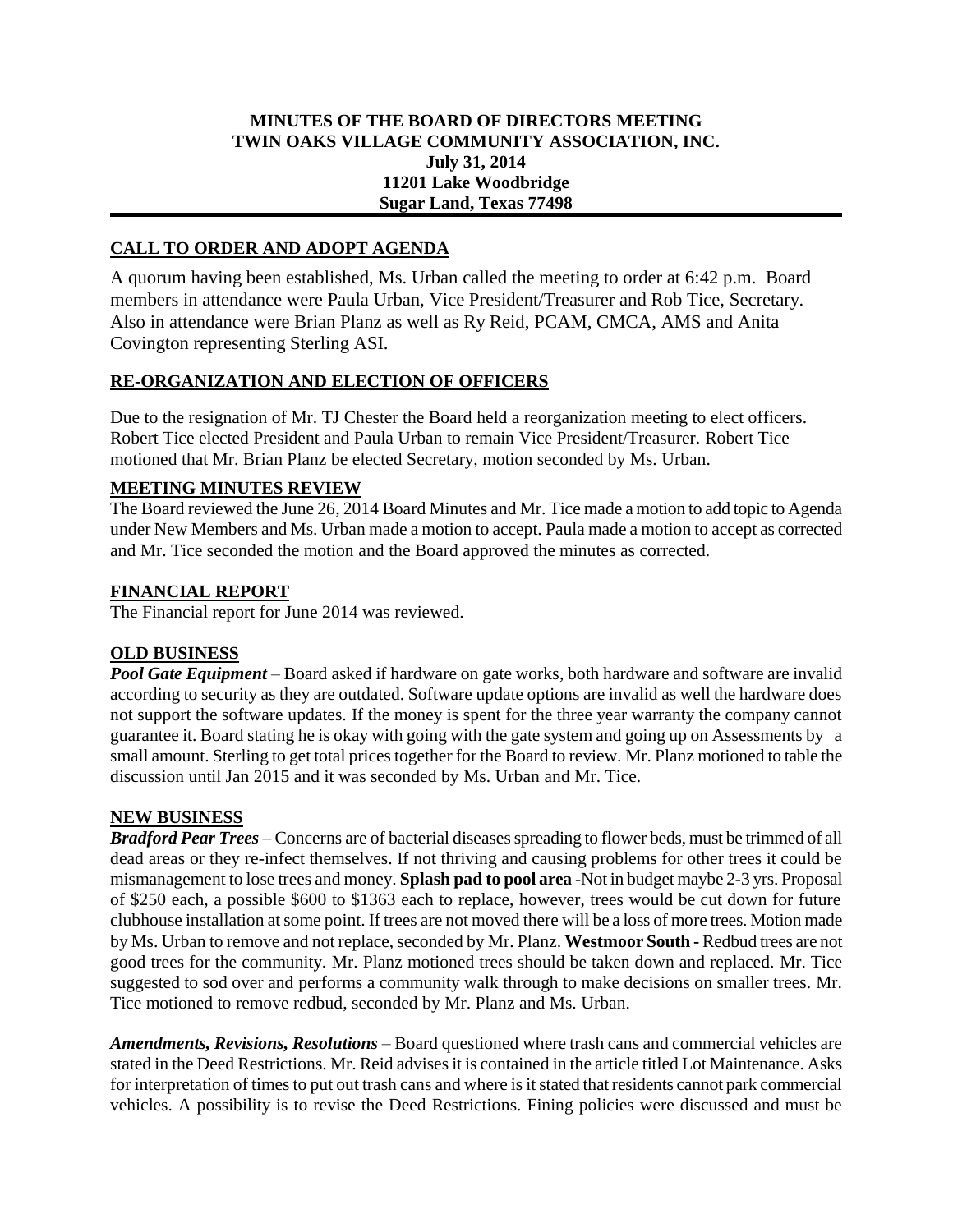**MINUTES OF THE BOARD OF DIRECTORS MEETING**
**TWIN OAKS VILLAGE COMMUNITY ASSOCIATION, INC.**
**July 31, 2014**
**11201 Lake Woodbridge**
**Sugar Land, Texas 77498**

## CALL TO ORDER AND ADOPT AGENDA

A quorum having been established, Ms. Urban called the meeting to order at 6:42 p.m. Board members in attendance were Paula Urban, Vice President/Treasurer and Rob Tice, Secretary. Also in attendance were Brian Planz as well as Ry Reid, PCAM, CMCA, AMS and Anita Covington representing Sterling ASI.

## RE-ORGANIZATION AND ELECTION OF OFFICERS

Due to the resignation of Mr. TJ Chester the Board held a reorganization meeting to elect officers. Robert Tice elected President and Paula Urban to remain Vice President/Treasurer. Robert Tice motioned that Mr. Brian Planz be elected Secretary, motion seconded by Ms. Urban.

## MEETING MINUTES REVIEW

The Board reviewed the June 26, 2014 Board Minutes and Mr. Tice made a motion to add topic to Agenda under New Members and Ms. Urban made a motion to accept. Paula made a motion to accept as corrected and Mr. Tice seconded the motion and the Board approved the minutes as corrected.

## FINANCIAL REPORT

The Financial report for June 2014 was reviewed.

## OLD BUSINESS

***Pool Gate Equipment*** – Board asked if hardware on gate works, both hardware and software are invalid according to security as they are outdated. Software update options are invalid as well the hardware does not support the software updates. If the money is spent for the three year warranty the company cannot guarantee it. Board stating he is okay with going with the gate system and going up on Assessments by a small amount. Sterling to get total prices together for the Board to review. Mr. Planz motioned to table the discussion until Jan 2015 and it was seconded by Ms. Urban and Mr. Tice.

## NEW BUSINESS

***Bradford Pear Trees*** – Concerns are of bacterial diseases spreading to flower beds, must be trimmed of all dead areas or they re-infect themselves. If not thriving and causing problems for other trees it could be mismanagement to lose trees and money. **Splash pad to pool area** -Not in budget maybe 2-3 yrs. Proposal of \$250 each, a possible \$600 to \$1363 each to replace, however, trees would be cut down for future clubhouse installation at some point. If trees are not moved there will be a loss of more trees. Motion made by Ms. Urban to remove and not replace, seconded by Mr. Planz. **Westmoor South -** Redbud trees are not good trees for the community. Mr. Planz motioned trees should be taken down and replaced. Mr. Tice suggested to sod over and performs a community walk through to make decisions on smaller trees. Mr. Tice motioned to remove redbud, seconded by Mr. Planz and Ms. Urban.

***Amendments, Revisions, Resolutions*** – Board questioned where trash cans and commercial vehicles are stated in the Deed Restrictions. Mr. Reid advises it is contained in the article titled Lot Maintenance. Asks for interpretation of times to put out trash cans and where is it stated that residents cannot park commercial vehicles. A possibility is to revise the Deed Restrictions. Fining policies were discussed and must be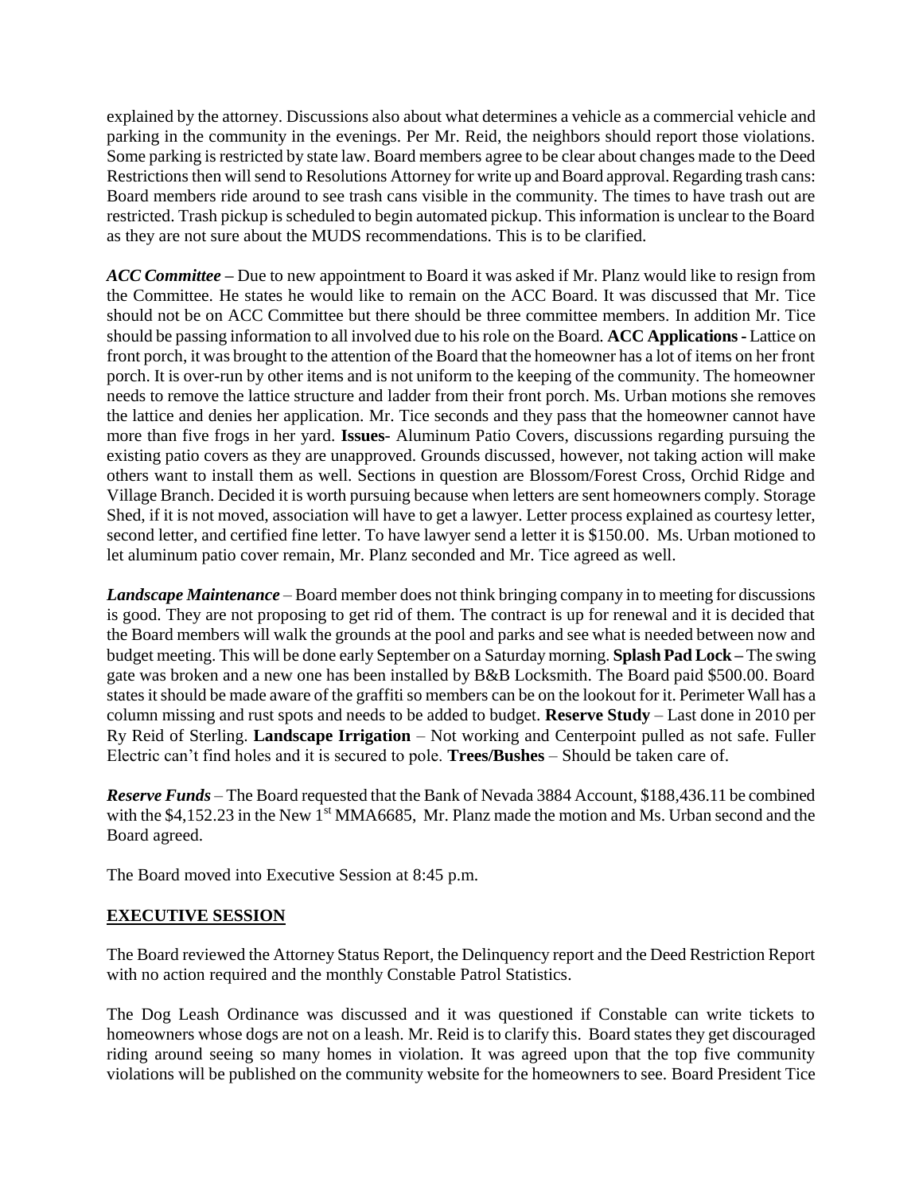explained by the attorney. Discussions also about what determines a vehicle as a commercial vehicle and parking in the community in the evenings. Per Mr. Reid, the neighbors should report those violations. Some parking is restricted by state law. Board members agree to be clear about changes made to the Deed Restrictions then will send to Resolutions Attorney for write up and Board approval. Regarding trash cans: Board members ride around to see trash cans visible in the community. The times to have trash out are restricted. Trash pickup is scheduled to begin automated pickup. This information is unclear to the Board as they are not sure about the MUDS recommendations. This is to be clarified.

***ACC Committee*** – Due to new appointment to Board it was asked if Mr. Planz would like to resign from the Committee. He states he would like to remain on the ACC Board. It was discussed that Mr. Tice should not be on ACC Committee but there should be three committee members. In addition Mr. Tice should be passing information to all involved due to his role on the Board. **ACC Applications -** Lattice on front porch, it was brought to the attention of the Board that the homeowner has a lot of items on her front porch. It is over-run by other items and is not uniform to the keeping of the community. The homeowner needs to remove the lattice structure and ladder from their front porch. Ms. Urban motions she removes the lattice and denies her application. Mr. Tice seconds and they pass that the homeowner cannot have more than five frogs in her yard. **Issues**- Aluminum Patio Covers, discussions regarding pursuing the existing patio covers as they are unapproved. Grounds discussed, however, not taking action will make others want to install them as well. Sections in question are Blossom/Forest Cross, Orchid Ridge and Village Branch. Decided it is worth pursuing because when letters are sent homeowners comply. Storage Shed, if it is not moved, association will have to get a lawyer. Letter process explained as courtesy letter, second letter, and certified fine letter. To have lawyer send a letter it is $150.00. Ms. Urban motioned to let aluminum patio cover remain, Mr. Planz seconded and Mr. Tice agreed as well.

***Landscape Maintenance*** – Board member does not think bringing company in to meeting for discussions is good. They are not proposing to get rid of them. The contract is up for renewal and it is decided that the Board members will walk the grounds at the pool and parks and see what is needed between now and budget meeting. This will be done early September on a Saturday morning. **Splash Pad Lock –** The swing gate was broken and a new one has been installed by B&B Locksmith. The Board paid $500.00. Board states it should be made aware of the graffiti so members can be on the lookout for it. Perimeter Wall has a column missing and rust spots and needs to be added to budget. **Reserve Study** – Last done in 2010 per Ry Reid of Sterling. **Landscape Irrigation** – Not working and Centerpoint pulled as not safe. Fuller Electric can't find holes and it is secured to pole. **Trees/Bushes** – Should be taken care of.

***Reserve Funds*** – The Board requested that the Bank of Nevada 3884 Account, $188,436.11 be combined with the $4,152.23 in the New 1st MMA6685, Mr. Planz made the motion and Ms. Urban second and the Board agreed.

The Board moved into Executive Session at 8:45 p.m.

## EXECUTIVE SESSION

The Board reviewed the Attorney Status Report, the Delinquency report and the Deed Restriction Report with no action required and the monthly Constable Patrol Statistics.

The Dog Leash Ordinance was discussed and it was questioned if Constable can write tickets to homeowners whose dogs are not on a leash. Mr. Reid is to clarify this. Board states they get discouraged riding around seeing so many homes in violation. It was agreed upon that the top five community violations will be published on the community website for the homeowners to see. Board President Tice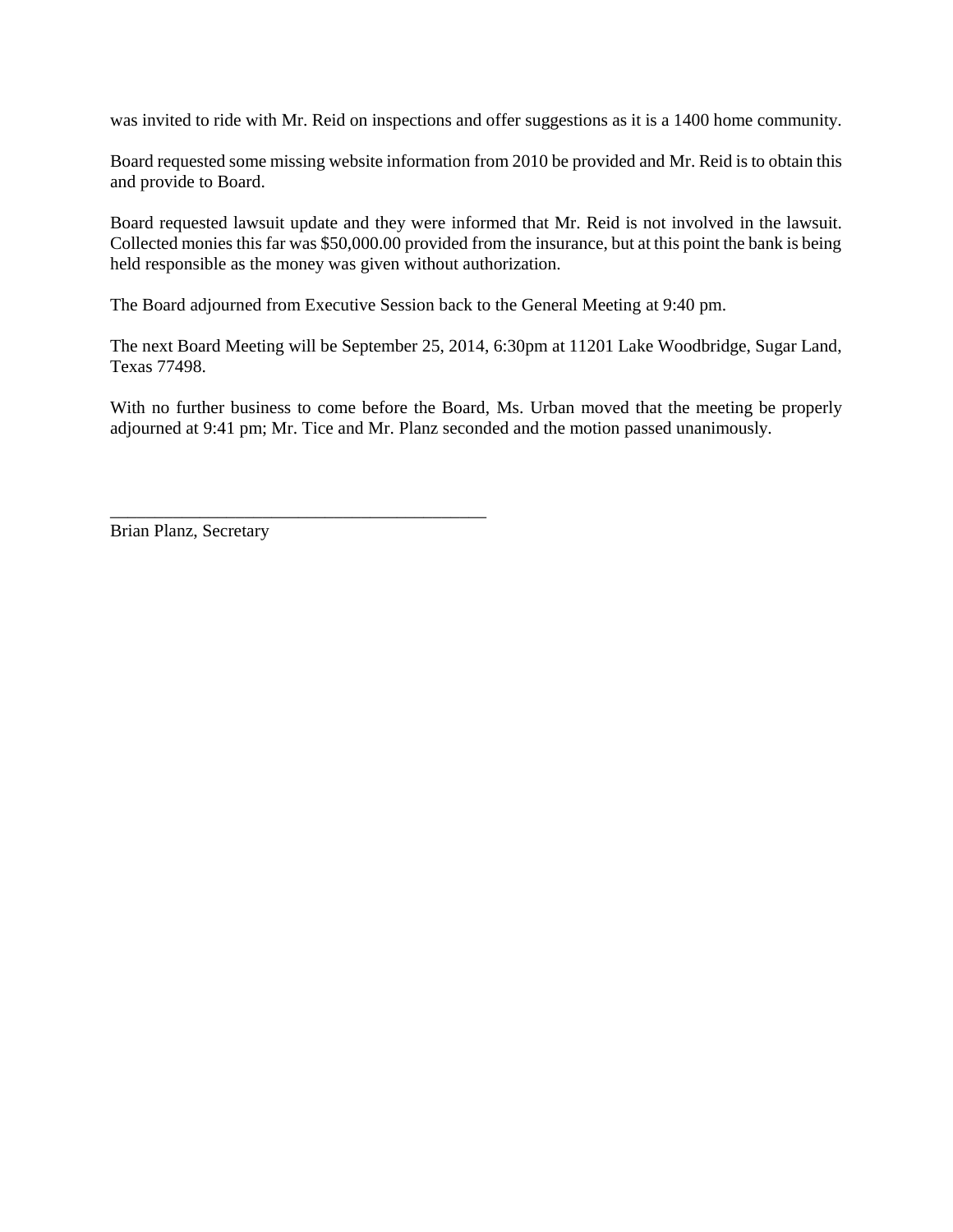was invited to ride with Mr. Reid on inspections and offer suggestions as it is a 1400 home community.

Board requested some missing website information from 2010 be provided and Mr. Reid is to obtain this and provide to Board.

Board requested lawsuit update and they were informed that Mr. Reid is not involved in the lawsuit. Collected monies this far was $50,000.00 provided from the insurance, but at this point the bank is being held responsible as the money was given without authorization.

The Board adjourned from Executive Session back to the General Meeting at 9:40 pm.

The next Board Meeting will be September 25, 2014, 6:30pm at 11201 Lake Woodbridge, Sugar Land, Texas 77498.

With no further business to come before the Board, Ms. Urban moved that the meeting be properly adjourned at 9:41 pm; Mr. Tice and Mr. Planz seconded and the motion passed unanimously.

\_\_\_\_\_\_\_\_\_\_\_\_\_\_\_\_\_\_\_\_\_\_\_\_\_\_\_\_\_\_\_\_\_\_\_\_\_\_\_\_\_\_

Brian Planz, Secretary